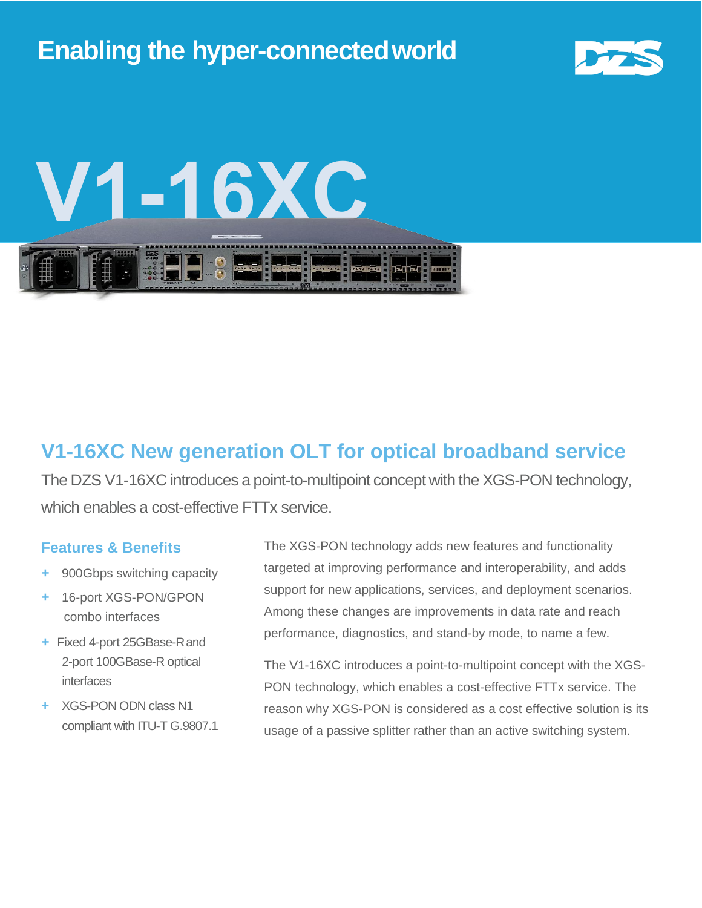Enabling the hyper-connected world

# V1-16XC

## V1-16XC New generation OLT for optical broadband service

The DZS V1-16XC introduces a point-to-multipoint concept with the XGS-PON technology, which enables a cost-effective FTTx service.

### Features & Benefits

- 900Gbps switching capacity
- 16-port XGS-PON/GPON combo interfaces
- Fixed 4-port 25GBase-R and 2-port 100GBase-R optical interfaces
- XGS-PON ODN class N1 compliant with ITU-T G.9807.1

The XGS-PON technology adds new features and functionality targeted at improving performance and interoperability, and adds support for new applications, services, and deployment scenarios. Among these changes are improvements in data rate and reach performance, diagnostics, and stand-by mode, to name a few.

The V1-16XC introduces a point-to-multipoint concept with the XGS-PON technology, which enables a cost-effective FTTx service. The reason why XGS-PON is considered as a cost effective solution is its usage of a passive splitter rather than an active switching system.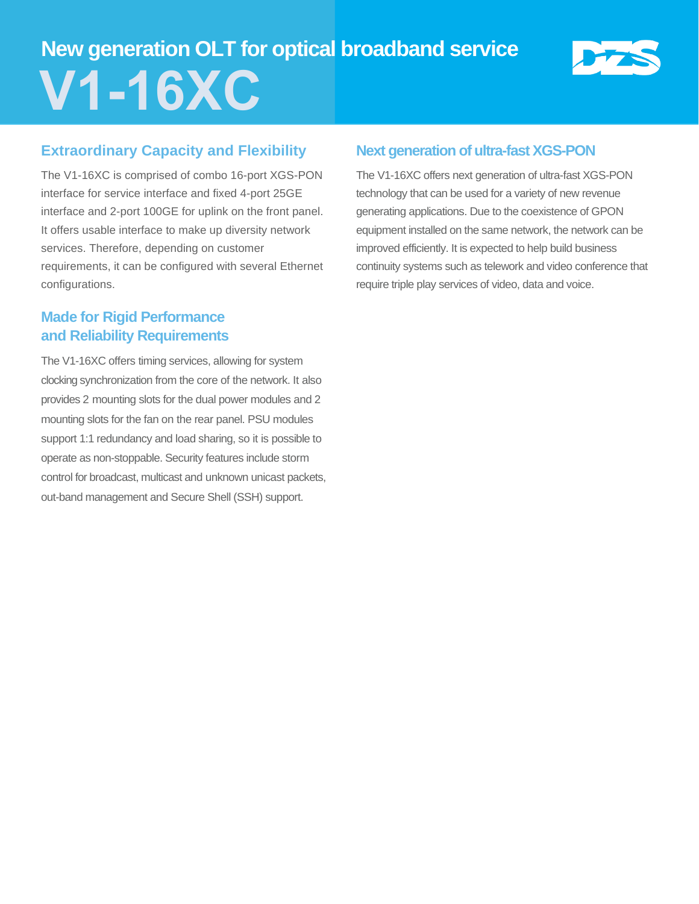# New generation OLT for optical broadband service

# V1-16XC

## Extraordinary Capacity and Flexibility

The V1-16XC is comprised of combo 16-port XGS-PON interface for service interface and fixed 4-port 25GE interface and 2-port 100GE for uplink on the front panel. It offers usable interface to make up diversity network services. Therefore, depending on customer requirements, it can be configured with several Ethernet configurations.

## Made for Rigid Performance and Reliability Requirements

The V1-16XC offers timing services, allowing for system clocking synchronization from the core of the network. It also provides 2 mounting slots for the dual power modules and 2 mounting slots for the fan on the rear panel. PSU modules support 1:1 redundancy and load sharing, so it is possible to operate as non-stoppable. Security features include storm control for broadcast, multicast and unknown unicast packets, out-band management and Secure Shell (SSH) support.

## Next generation of ultra-fast XGS-PON

The V1-16XC offers next generation of ultra-fast XGS-PON technology that can be used for a variety of new revenue generating applications. Due to the coexistence of GPON equipment installed on the same network, the network can be improved efficiently. It is expected to help build business continuity systems such as telework and video conference that require triple play services of video, data and voice.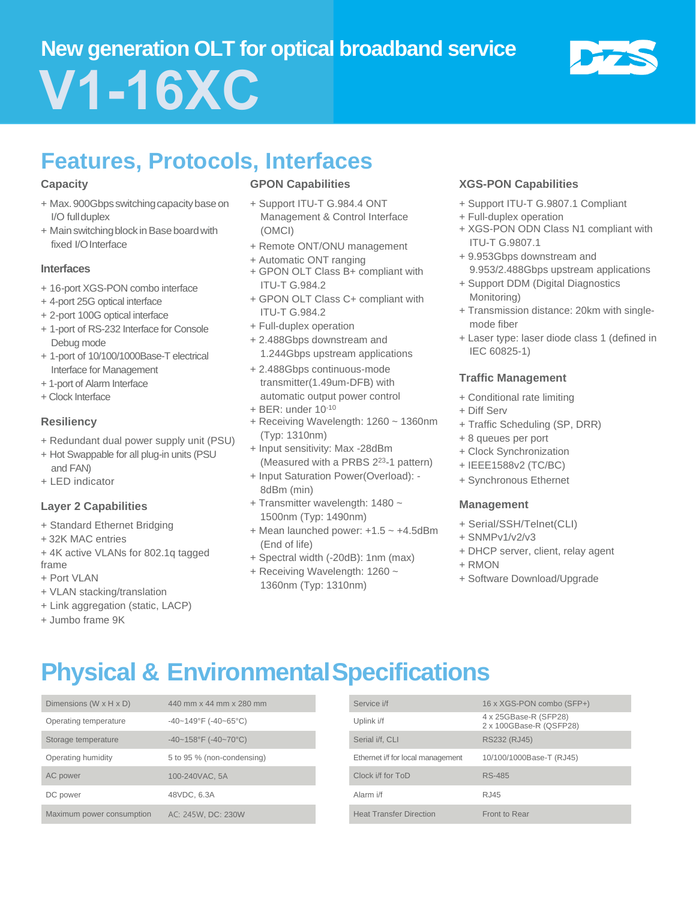New generation OLT for optical broadband service

# V1-16XC

DZS

## Features, Protocols, Interfaces

### Capacity

+ Max. 900Gbps switching capacity base on I/O full duplex
+ Main switching block in Base board with fixed I/O Interface

### Interfaces

+ 16-port XGS-PON combo interface
+ 4-port 25G optical interface
+ 2-port 100G optical interface
+ 1-port of RS-232 Interface for Console Debug mode
+ 1-port of 10/100/1000Base-T electrical Interface for Management
+ 1-port of Alarm Interface
+ Clock Interface

### Resiliency

+ Redundant dual power supply unit (PSU)
+ Hot Swappable for all plug-in units (PSU and FAN)
+ LED indicator

### Layer 2 Capabilities

+ Standard Ethernet Bridging
+ 32K MAC entries
+ 4K active VLANs for 802.1q tagged frame
+ Port VLAN
+ VLAN stacking/translation
+ Link aggregation (static, LACP)
+ Jumbo frame 9K

### GPON Capabilities

+ Support ITU-T G.984.4 ONT Management & Control Interface (OMCI)
+ Remote ONT/ONU management
+ Automatic ONT ranging
+ GPON OLT Class B+ compliant with ITU-T G.984.2
+ GPON OLT Class C+ compliant with ITU-T G.984.2
+ Full-duplex operation
+ 2.488Gbps downstream and 1.244Gbps upstream applications
+ 2.488Gbps continuous-mode transmitter(1.49um-DFB) with automatic output power control
+ BER: under $10^{-10}$
+ Receiving Wavelength: 1260 ~ 1360nm (Typ: 1310nm)
+ Input sensitivity: Max -28dBm (Measured with a PRBS $2^{23}$-1 pattern)
+ Input Saturation Power(Overload): -8dBm (min)
+ Transmitter wavelength: 1480 ~ 1500nm (Typ: 1490nm)
+ Mean launched power: +1.5 ~ +4.5dBm (End of life)
+ Spectral width (-20dB): 1nm (max)
+ Receiving Wavelength: 1260 ~ 1360nm (Typ: 1310nm)

### XGS-PON Capabilities

+ Support ITU-T G.9807.1 Compliant
+ Full-duplex operation
+ XGS-PON ODN Class N1 compliant with ITU-T G.9807.1
+ 9.953Gbps downstream and 9.953/2.488Gbps upstream applications
+ Support DDM (Digital Diagnostics Monitoring)
+ Transmission distance: 20km with single-mode fiber
+ Laser type: laser diode class 1 (defined in IEC 60825-1)

### Traffic Management

+ Conditional rate limiting
+ Diff Serv
+ Traffic Scheduling (SP, DRR)
+ 8 queues per port
+ Clock Synchronization
+ IEEE1588v2 (TC/BC)
+ Synchronous Ethernet

### Management

+ Serial/SSH/Telnet(CLI)
+ SNMPv1/v2/v3
+ DHCP server, client, relay agent
+ RMON
+ Software Download/Upgrade

## Physical & Environmental Specifications

| | |
|---|---|
| Dimensions (W x H x D) | 440 mm x 44 mm x 280 mm |
| Operating temperature | -40~149°F (-40~65°C) |
| Storage temperature | -40~158°F (-40~70°C) |
| Operating humidity | 5 to 95 % (non-condensing) |
| AC power | 100-240VAC, 5A |
| DC power | 48VDC, 6.3A |
| Maximum power consumption | AC: 245W, DC: 230W |

| | |
|---|---|
| Service i/f | 16 x XGS-PON combo (SFP+) |
| Uplink i/f | 4 x 25GBase-R (SFP28)<br>2 x 100GBase-R (QSFP28) |
| Serial i/f, CLI | RS232 (RJ45) |
| Ethernet i/f for local management | 10/100/1000Base-T (RJ45) |
| Clock i/f for ToD | RS-485 |
| Alarm i/f | RJ45 |
| Heat Transfer Direction | Front to Rear |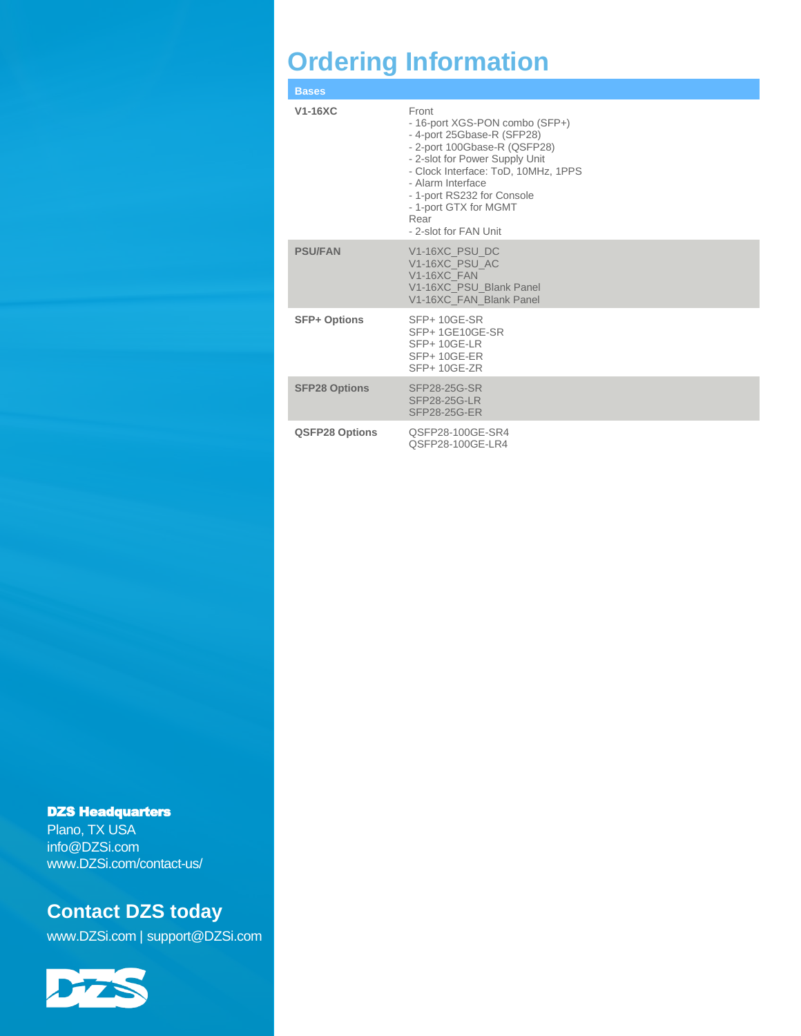## Ordering Information

| Bases | |
|---|---|
| **V1-16XC** | Front<br>- 16-port XGS-PON combo (SFP+)<br>- 4-port 25Gbase-R (SFP28)<br>- 2-port 100Gbase-R (QSFP28)<br>- 2-slot for Power Supply Unit<br>- Clock Interface: ToD, 10MHz, 1PPS<br>- Alarm Interface<br>- 1-port RS232 for Console<br>- 1-port GTX for MGMT<br>Rear<br>- 2-slot for FAN Unit |
| **PSU/FAN** | V1-16XC_PSU_DC<br>V1-16XC_PSU_AC<br>V1-16XC_FAN<br>V1-16XC_PSU_Blank Panel<br>V1-16XC_FAN_Blank Panel |
| **SFP+ Options** | SFP+ 10GE-SR<br>SFP+ 1GE10GE-SR<br>SFP+ 10GE-LR<br>SFP+ 10GE-ER<br>SFP+ 10GE-ZR |
| **SFP28 Options** | SFP28-25G-SR<br>SFP28-25G-LR<br>SFP28-25G-ER |
| **QSFP28 Options** | QSFP28-100GE-SR4<br>QSFP28-100GE-LR4 |

**DZS Headquarters**
Plano, TX USA
info@DZSi.com
www.DZSi.com/contact-us/

### Contact DZS today

www.DZSi.com | support@DZSi.com